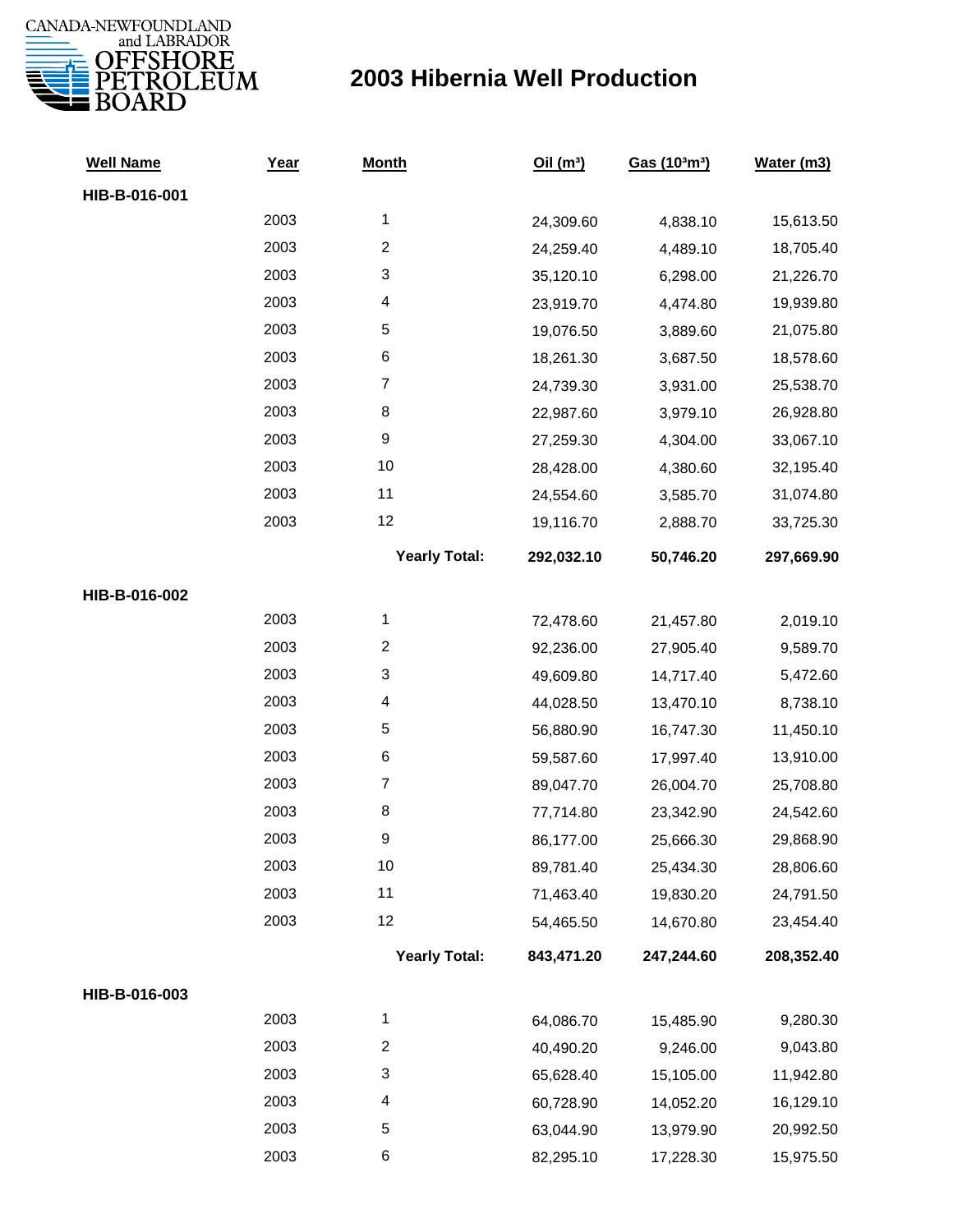CANADA-NEWFOUNDLAND and LABRADOR OFFSHORE PETROLEUM BOARD

# 2003 Hibernia Well Production

| Well Name | Year | Month | Oil ($m^3$) | Gas ($10^3m^3$) | Water (m3) |
|---|---|---|---|---|---|
| **HIB-B-016-001** | | | | | |
| | 2003 | 1 | 24,309.60 | 4,838.10 | 15,613.50 |
| | 2003 | 2 | 24,259.40 | 4,489.10 | 18,705.40 |
| | 2003 | 3 | 35,120.10 | 6,298.00 | 21,226.70 |
| | 2003 | 4 | 23,919.70 | 4,474.80 | 19,939.80 |
| | 2003 | 5 | 19,076.50 | 3,889.60 | 21,075.80 |
| | 2003 | 6 | 18,261.30 | 3,687.50 | 18,578.60 |
| | 2003 | 7 | 24,739.30 | 3,931.00 | 25,538.70 |
| | 2003 | 8 | 22,987.60 | 3,979.10 | 26,928.80 |
| | 2003 | 9 | 27,259.30 | 4,304.00 | 33,067.10 |
| | 2003 | 10 | 28,428.00 | 4,380.60 | 32,195.40 |
| | 2003 | 11 | 24,554.60 | 3,585.70 | 31,074.80 |
| | 2003 | 12 | 19,116.70 | 2,888.70 | 33,725.30 |
| | | **Yearly Total:** | **292,032.10** | **50,746.20** | **297,669.90** |
| **HIB-B-016-002** | | | | | |
| | 2003 | 1 | 72,478.60 | 21,457.80 | 2,019.10 |
| | 2003 | 2 | 92,236.00 | 27,905.40 | 9,589.70 |
| | 2003 | 3 | 49,609.80 | 14,717.40 | 5,472.60 |
| | 2003 | 4 | 44,028.50 | 13,470.10 | 8,738.10 |
| | 2003 | 5 | 56,880.90 | 16,747.30 | 11,450.10 |
| | 2003 | 6 | 59,587.60 | 17,997.40 | 13,910.00 |
| | 2003 | 7 | 89,047.70 | 26,004.70 | 25,708.80 |
| | 2003 | 8 | 77,714.80 | 23,342.90 | 24,542.60 |
| | 2003 | 9 | 86,177.00 | 25,666.30 | 29,868.90 |
| | 2003 | 10 | 89,781.40 | 25,434.30 | 28,806.60 |
| | 2003 | 11 | 71,463.40 | 19,830.20 | 24,791.50 |
| | 2003 | 12 | 54,465.50 | 14,670.80 | 23,454.40 |
| | | **Yearly Total:** | **843,471.20** | **247,244.60** | **208,352.40** |
| **HIB-B-016-003** | | | | | |
| | 2003 | 1 | 64,086.70 | 15,485.90 | 9,280.30 |
| | 2003 | 2 | 40,490.20 | 9,246.00 | 9,043.80 |
| | 2003 | 3 | 65,628.40 | 15,105.00 | 11,942.80 |
| | 2003 | 4 | 60,728.90 | 14,052.20 | 16,129.10 |
| | 2003 | 5 | 63,044.90 | 13,979.90 | 20,992.50 |
| | 2003 | 6 | 82,295.10 | 17,228.30 | 15,975.50 |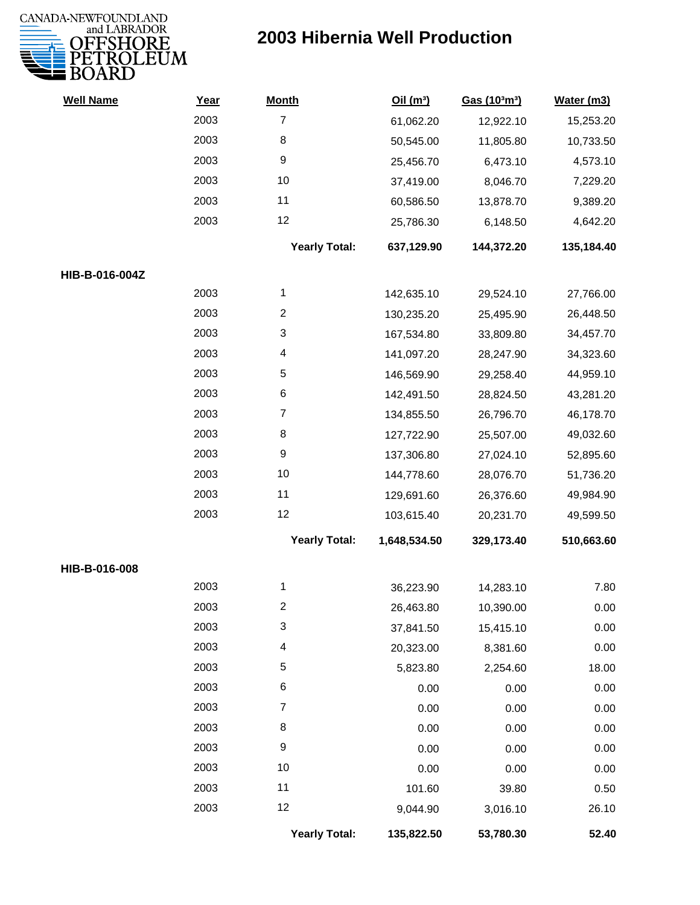# 2003 Hibernia Well Production

| Well Name | Year | Month | Oil ($m^3$) | Gas ($10^3m^3$) | Water (m3) |
|---|---|---|---|---|---|
| | 2003 | 7 | 61,062.20 | 12,922.10 | 15,253.20 |
| | 2003 | 8 | 50,545.00 | 11,805.80 | 10,733.50 |
| | 2003 | 9 | 25,456.70 | 6,473.10 | 4,573.10 |
| | 2003 | 10 | 37,419.00 | 8,046.70 | 7,229.20 |
| | 2003 | 11 | 60,586.50 | 13,878.70 | 9,389.20 |
| | 2003 | 12 | 25,786.30 | 6,148.50 | 4,642.20 |
| | | **Yearly Total:** | **637,129.90** | **144,372.20** | **135,184.40** |
| **HIB-B-016-004Z** | | | | | |
| | 2003 | 1 | 142,635.10 | 29,524.10 | 27,766.00 |
| | 2003 | 2 | 130,235.20 | 25,495.90 | 26,448.50 |
| | 2003 | 3 | 167,534.80 | 33,809.80 | 34,457.70 |
| | 2003 | 4 | 141,097.20 | 28,247.90 | 34,323.60 |
| | 2003 | 5 | 146,569.90 | 29,258.40 | 44,959.10 |
| | 2003 | 6 | 142,491.50 | 28,824.50 | 43,281.20 |
| | 2003 | 7 | 134,855.50 | 26,796.70 | 46,178.70 |
| | 2003 | 8 | 127,722.90 | 25,507.00 | 49,032.60 |
| | 2003 | 9 | 137,306.80 | 27,024.10 | 52,895.60 |
| | 2003 | 10 | 144,778.60 | 28,076.70 | 51,736.20 |
| | 2003 | 11 | 129,691.60 | 26,376.60 | 49,984.90 |
| | 2003 | 12 | 103,615.40 | 20,231.70 | 49,599.50 |
| | | **Yearly Total:** | **1,648,534.50** | **329,173.40** | **510,663.60** |
| **HIB-B-016-008** | | | | | |
| | 2003 | 1 | 36,223.90 | 14,283.10 | 7.80 |
| | 2003 | 2 | 26,463.80 | 10,390.00 | 0.00 |
| | 2003 | 3 | 37,841.50 | 15,415.10 | 0.00 |
| | 2003 | 4 | 20,323.00 | 8,381.60 | 0.00 |
| | 2003 | 5 | 5,823.80 | 2,254.60 | 18.00 |
| | 2003 | 6 | 0.00 | 0.00 | 0.00 |
| | 2003 | 7 | 0.00 | 0.00 | 0.00 |
| | 2003 | 8 | 0.00 | 0.00 | 0.00 |
| | 2003 | 9 | 0.00 | 0.00 | 0.00 |
| | 2003 | 10 | 0.00 | 0.00 | 0.00 |
| | 2003 | 11 | 101.60 | 39.80 | 0.50 |
| | 2003 | 12 | 9,044.90 | 3,016.10 | 26.10 |
| | | **Yearly Total:** | **135,822.50** | **53,780.30** | **52.40** |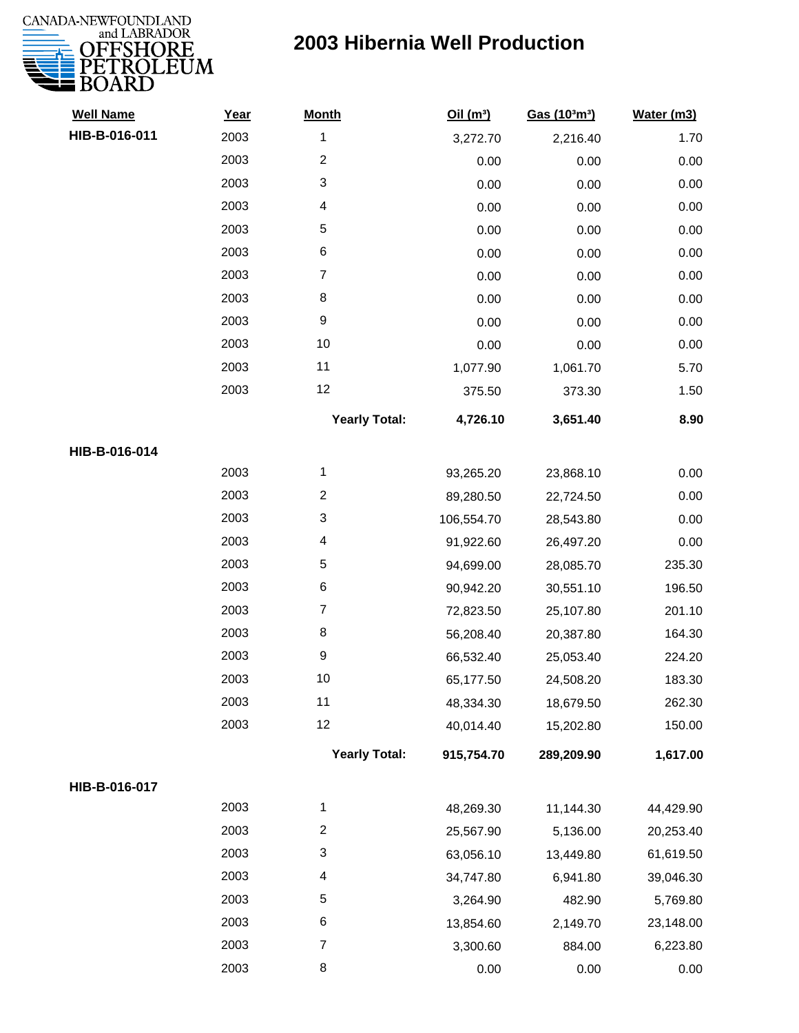# 2003 Hibernia Well Production

| Well Name | Year | Month | Oil ($m^3$) | Gas ($10^3m^3$) | Water (m3) |
|---|---|---|---|---|---|
| **HIB-B-016-011** | 2003 | 1 | 3,272.70 | 2,216.40 | 1.70 |
| | 2003 | 2 | 0.00 | 0.00 | 0.00 |
| | 2003 | 3 | 0.00 | 0.00 | 0.00 |
| | 2003 | 4 | 0.00 | 0.00 | 0.00 |
| | 2003 | 5 | 0.00 | 0.00 | 0.00 |
| | 2003 | 6 | 0.00 | 0.00 | 0.00 |
| | 2003 | 7 | 0.00 | 0.00 | 0.00 |
| | 2003 | 8 | 0.00 | 0.00 | 0.00 |
| | 2003 | 9 | 0.00 | 0.00 | 0.00 |
| | 2003 | 10 | 0.00 | 0.00 | 0.00 |
| | 2003 | 11 | 1,077.90 | 1,061.70 | 5.70 |
| | 2003 | 12 | 375.50 | 373.30 | 1.50 |
| | | **Yearly Total:** | **4,726.10** | **3,651.40** | **8.90** |
| **HIB-B-016-014** | | | | | |
| | 2003 | 1 | 93,265.20 | 23,868.10 | 0.00 |
| | 2003 | 2 | 89,280.50 | 22,724.50 | 0.00 |
| | 2003 | 3 | 106,554.70 | 28,543.80 | 0.00 |
| | 2003 | 4 | 91,922.60 | 26,497.20 | 0.00 |
| | 2003 | 5 | 94,699.00 | 28,085.70 | 235.30 |
| | 2003 | 6 | 90,942.20 | 30,551.10 | 196.50 |
| | 2003 | 7 | 72,823.50 | 25,107.80 | 201.10 |
| | 2003 | 8 | 56,208.40 | 20,387.80 | 164.30 |
| | 2003 | 9 | 66,532.40 | 25,053.40 | 224.20 |
| | 2003 | 10 | 65,177.50 | 24,508.20 | 183.30 |
| | 2003 | 11 | 48,334.30 | 18,679.50 | 262.30 |
| | 2003 | 12 | 40,014.40 | 15,202.80 | 150.00 |
| | | **Yearly Total:** | **915,754.70** | **289,209.90** | **1,617.00** |
| **HIB-B-016-017** | | | | | |
| | 2003 | 1 | 48,269.30 | 11,144.30 | 44,429.90 |
| | 2003 | 2 | 25,567.90 | 5,136.00 | 20,253.40 |
| | 2003 | 3 | 63,056.10 | 13,449.80 | 61,619.50 |
| | 2003 | 4 | 34,747.80 | 6,941.80 | 39,046.30 |
| | 2003 | 5 | 3,264.90 | 482.90 | 5,769.80 |
| | 2003 | 6 | 13,854.60 | 2,149.70 | 23,148.00 |
| | 2003 | 7 | 3,300.60 | 884.00 | 6,223.80 |
| | 2003 | 8 | 0.00 | 0.00 | 0.00 |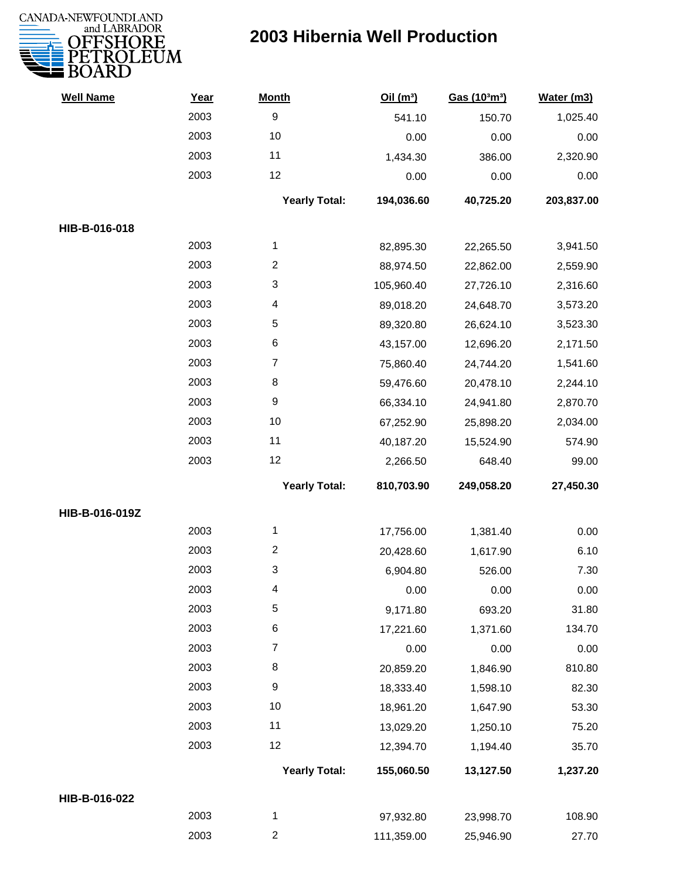# 2003 Hibernia Well Production

| Well Name | Year | Month | Oil ($m^3$) | Gas ($10^3m^3$) | Water (m3) |
|---|---|---|---|---|---|
| | 2003 | 9 | 541.10 | 150.70 | 1,025.40 |
| | 2003 | 10 | 0.00 | 0.00 | 0.00 |
| | 2003 | 11 | 1,434.30 | 386.00 | 2,320.90 |
| | 2003 | 12 | 0.00 | 0.00 | 0.00 |
| | | **Yearly Total:** | **194,036.60** | **40,725.20** | **203,837.00** |
| **HIB-B-016-018** | | | | | |
| | 2003 | 1 | 82,895.30 | 22,265.50 | 3,941.50 |
| | 2003 | 2 | 88,974.50 | 22,862.00 | 2,559.90 |
| | 2003 | 3 | 105,960.40 | 27,726.10 | 2,316.60 |
| | 2003 | 4 | 89,018.20 | 24,648.70 | 3,573.20 |
| | 2003 | 5 | 89,320.80 | 26,624.10 | 3,523.30 |
| | 2003 | 6 | 43,157.00 | 12,696.20 | 2,171.50 |
| | 2003 | 7 | 75,860.40 | 24,744.20 | 1,541.60 |
| | 2003 | 8 | 59,476.60 | 20,478.10 | 2,244.10 |
| | 2003 | 9 | 66,334.10 | 24,941.80 | 2,870.70 |
| | 2003 | 10 | 67,252.90 | 25,898.20 | 2,034.00 |
| | 2003 | 11 | 40,187.20 | 15,524.90 | 574.90 |
| | 2003 | 12 | 2,266.50 | 648.40 | 99.00 |
| | | **Yearly Total:** | **810,703.90** | **249,058.20** | **27,450.30** |
| **HIB-B-016-019Z** | | | | | |
| | 2003 | 1 | 17,756.00 | 1,381.40 | 0.00 |
| | 2003 | 2 | 20,428.60 | 1,617.90 | 6.10 |
| | 2003 | 3 | 6,904.80 | 526.00 | 7.30 |
| | 2003 | 4 | 0.00 | 0.00 | 0.00 |
| | 2003 | 5 | 9,171.80 | 693.20 | 31.80 |
| | 2003 | 6 | 17,221.60 | 1,371.60 | 134.70 |
| | 2003 | 7 | 0.00 | 0.00 | 0.00 |
| | 2003 | 8 | 20,859.20 | 1,846.90 | 810.80 |
| | 2003 | 9 | 18,333.40 | 1,598.10 | 82.30 |
| | 2003 | 10 | 18,961.20 | 1,647.90 | 53.30 |
| | 2003 | 11 | 13,029.20 | 1,250.10 | 75.20 |
| | 2003 | 12 | 12,394.70 | 1,194.40 | 35.70 |
| | | **Yearly Total:** | **155,060.50** | **13,127.50** | **1,237.20** |
| **HIB-B-016-022** | | | | | |
| | 2003 | 1 | 97,932.80 | 23,998.70 | 108.90 |
| | 2003 | 2 | 111,359.00 | 25,946.90 | 27.70 |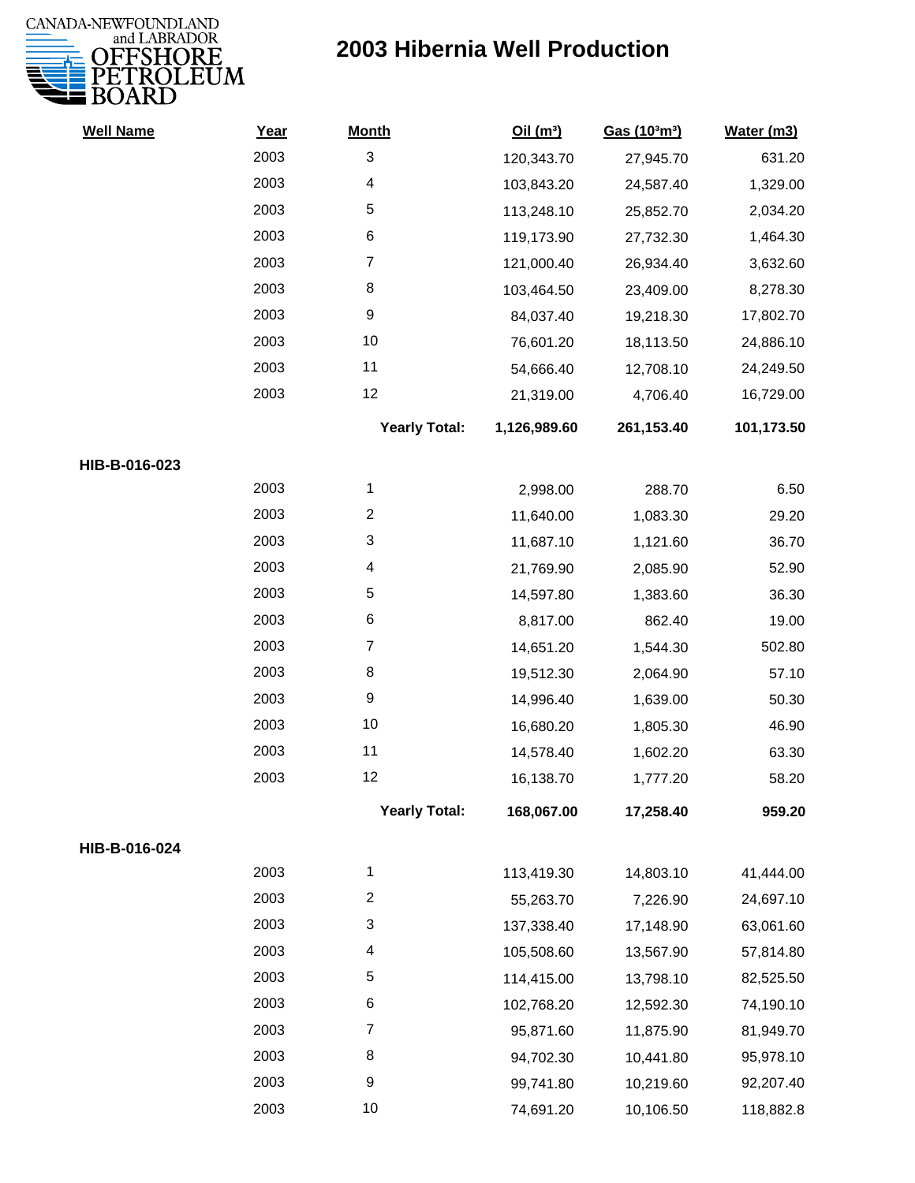# 2003 Hibernia Well Production

| Well Name | Year | Month | Oil (m³) | Gas (10³m³) | Water (m3) |
|---|---|---|---|---|---|
| | 2003 | 3 | 120,343.70 | 27,945.70 | 631.20 |
| | 2003 | 4 | 103,843.20 | 24,587.40 | 1,329.00 |
| | 2003 | 5 | 113,248.10 | 25,852.70 | 2,034.20 |
| | 2003 | 6 | 119,173.90 | 27,732.30 | 1,464.30 |
| | 2003 | 7 | 121,000.40 | 26,934.40 | 3,632.60 |
| | 2003 | 8 | 103,464.50 | 23,409.00 | 8,278.30 |
| | 2003 | 9 | 84,037.40 | 19,218.30 | 17,802.70 |
| | 2003 | 10 | 76,601.20 | 18,113.50 | 24,886.10 |
| | 2003 | 11 | 54,666.40 | 12,708.10 | 24,249.50 |
| | 2003 | 12 | 21,319.00 | 4,706.40 | 16,729.00 |
| | | **Yearly Total:** | **1,126,989.60** | **261,153.40** | **101,173.50** |
| **HIB-B-016-023** | | | | | |
| | 2003 | 1 | 2,998.00 | 288.70 | 6.50 |
| | 2003 | 2 | 11,640.00 | 1,083.30 | 29.20 |
| | 2003 | 3 | 11,687.10 | 1,121.60 | 36.70 |
| | 2003 | 4 | 21,769.90 | 2,085.90 | 52.90 |
| | 2003 | 5 | 14,597.80 | 1,383.60 | 36.30 |
| | 2003 | 6 | 8,817.00 | 862.40 | 19.00 |
| | 2003 | 7 | 14,651.20 | 1,544.30 | 502.80 |
| | 2003 | 8 | 19,512.30 | 2,064.90 | 57.10 |
| | 2003 | 9 | 14,996.40 | 1,639.00 | 50.30 |
| | 2003 | 10 | 16,680.20 | 1,805.30 | 46.90 |
| | 2003 | 11 | 14,578.40 | 1,602.20 | 63.30 |
| | 2003 | 12 | 16,138.70 | 1,777.20 | 58.20 |
| | | **Yearly Total:** | **168,067.00** | **17,258.40** | **959.20** |
| **HIB-B-016-024** | | | | | |
| | 2003 | 1 | 113,419.30 | 14,803.10 | 41,444.00 |
| | 2003 | 2 | 55,263.70 | 7,226.90 | 24,697.10 |
| | 2003 | 3 | 137,338.40 | 17,148.90 | 63,061.60 |
| | 2003 | 4 | 105,508.60 | 13,567.90 | 57,814.80 |
| | 2003 | 5 | 114,415.00 | 13,798.10 | 82,525.50 |
| | 2003 | 6 | 102,768.20 | 12,592.30 | 74,190.10 |
| | 2003 | 7 | 95,871.60 | 11,875.90 | 81,949.70 |
| | 2003 | 8 | 94,702.30 | 10,441.80 | 95,978.10 |
| | 2003 | 9 | 99,741.80 | 10,219.60 | 92,207.40 |
| | 2003 | 10 | 74,691.20 | 10,106.50 | 118,882.8 |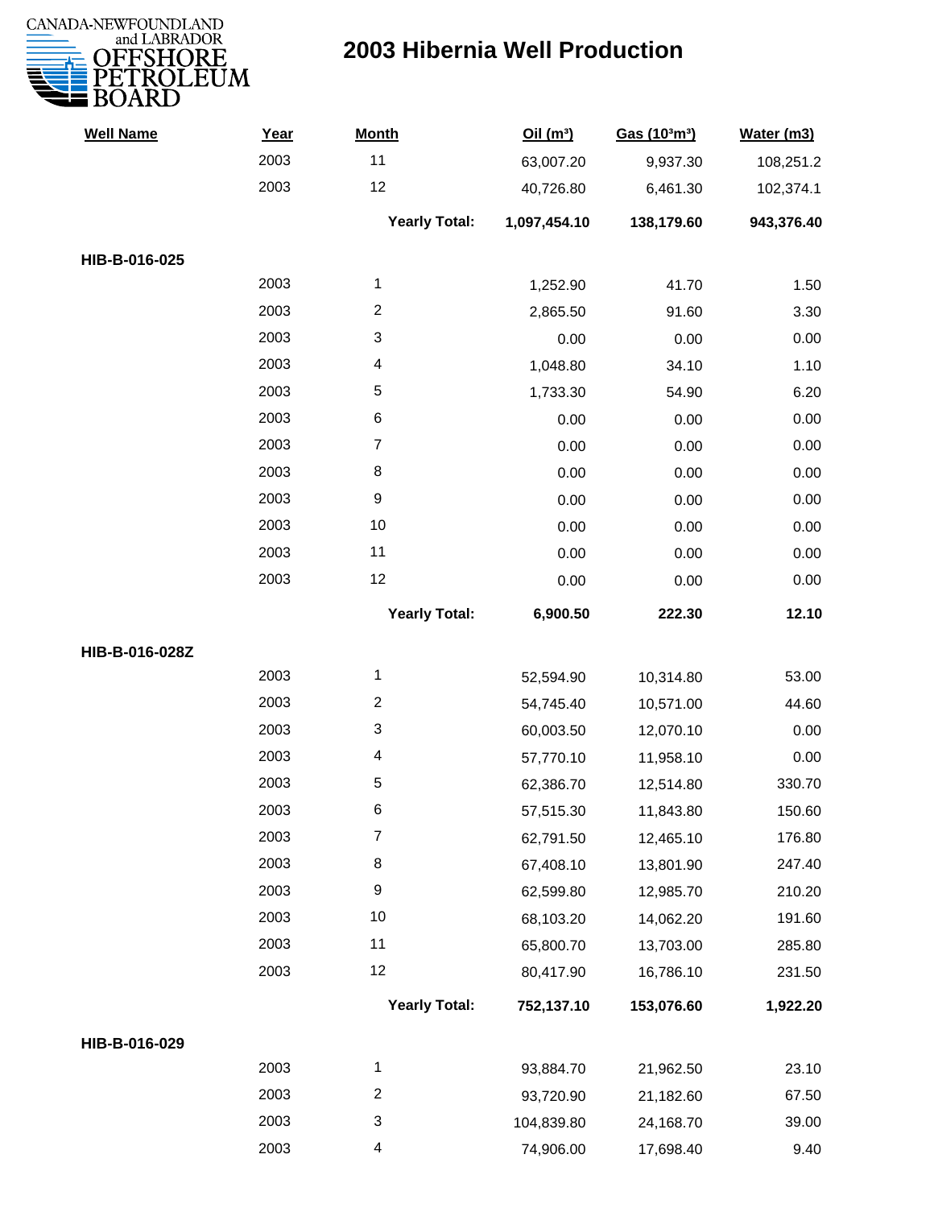# 2003 Hibernia Well Production

| Well Name | Year | Month | Oil (m³) | Gas (10³m³) | Water (m3) |
|---|---|---|---|---|---|
| | 2003 | 11 | 63,007.20 | 9,937.30 | 108,251.2 |
| | 2003 | 12 | 40,726.80 | 6,461.30 | 102,374.1 |
| | | **Yearly Total:** | **1,097,454.10** | **138,179.60** | **943,376.40** |
| **HIB-B-016-025** | | | | | |
| | 2003 | 1 | 1,252.90 | 41.70 | 1.50 |
| | 2003 | 2 | 2,865.50 | 91.60 | 3.30 |
| | 2003 | 3 | 0.00 | 0.00 | 0.00 |
| | 2003 | 4 | 1,048.80 | 34.10 | 1.10 |
| | 2003 | 5 | 1,733.30 | 54.90 | 6.20 |
| | 2003 | 6 | 0.00 | 0.00 | 0.00 |
| | 2003 | 7 | 0.00 | 0.00 | 0.00 |
| | 2003 | 8 | 0.00 | 0.00 | 0.00 |
| | 2003 | 9 | 0.00 | 0.00 | 0.00 |
| | 2003 | 10 | 0.00 | 0.00 | 0.00 |
| | 2003 | 11 | 0.00 | 0.00 | 0.00 |
| | 2003 | 12 | 0.00 | 0.00 | 0.00 |
| | | **Yearly Total:** | **6,900.50** | **222.30** | **12.10** |
| **HIB-B-016-028Z** | | | | | |
| | 2003 | 1 | 52,594.90 | 10,314.80 | 53.00 |
| | 2003 | 2 | 54,745.40 | 10,571.00 | 44.60 |
| | 2003 | 3 | 60,003.50 | 12,070.10 | 0.00 |
| | 2003 | 4 | 57,770.10 | 11,958.10 | 0.00 |
| | 2003 | 5 | 62,386.70 | 12,514.80 | 330.70 |
| | 2003 | 6 | 57,515.30 | 11,843.80 | 150.60 |
| | 2003 | 7 | 62,791.50 | 12,465.10 | 176.80 |
| | 2003 | 8 | 67,408.10 | 13,801.90 | 247.40 |
| | 2003 | 9 | 62,599.80 | 12,985.70 | 210.20 |
| | 2003 | 10 | 68,103.20 | 14,062.20 | 191.60 |
| | 2003 | 11 | 65,800.70 | 13,703.00 | 285.80 |
| | 2003 | 12 | 80,417.90 | 16,786.10 | 231.50 |
| | | **Yearly Total:** | **752,137.10** | **153,076.60** | **1,922.20** |
| **HIB-B-016-029** | | | | | |
| | 2003 | 1 | 93,884.70 | 21,962.50 | 23.10 |
| | 2003 | 2 | 93,720.90 | 21,182.60 | 67.50 |
| | 2003 | 3 | 104,839.80 | 24,168.70 | 39.00 |
| | 2003 | 4 | 74,906.00 | 17,698.40 | 9.40 |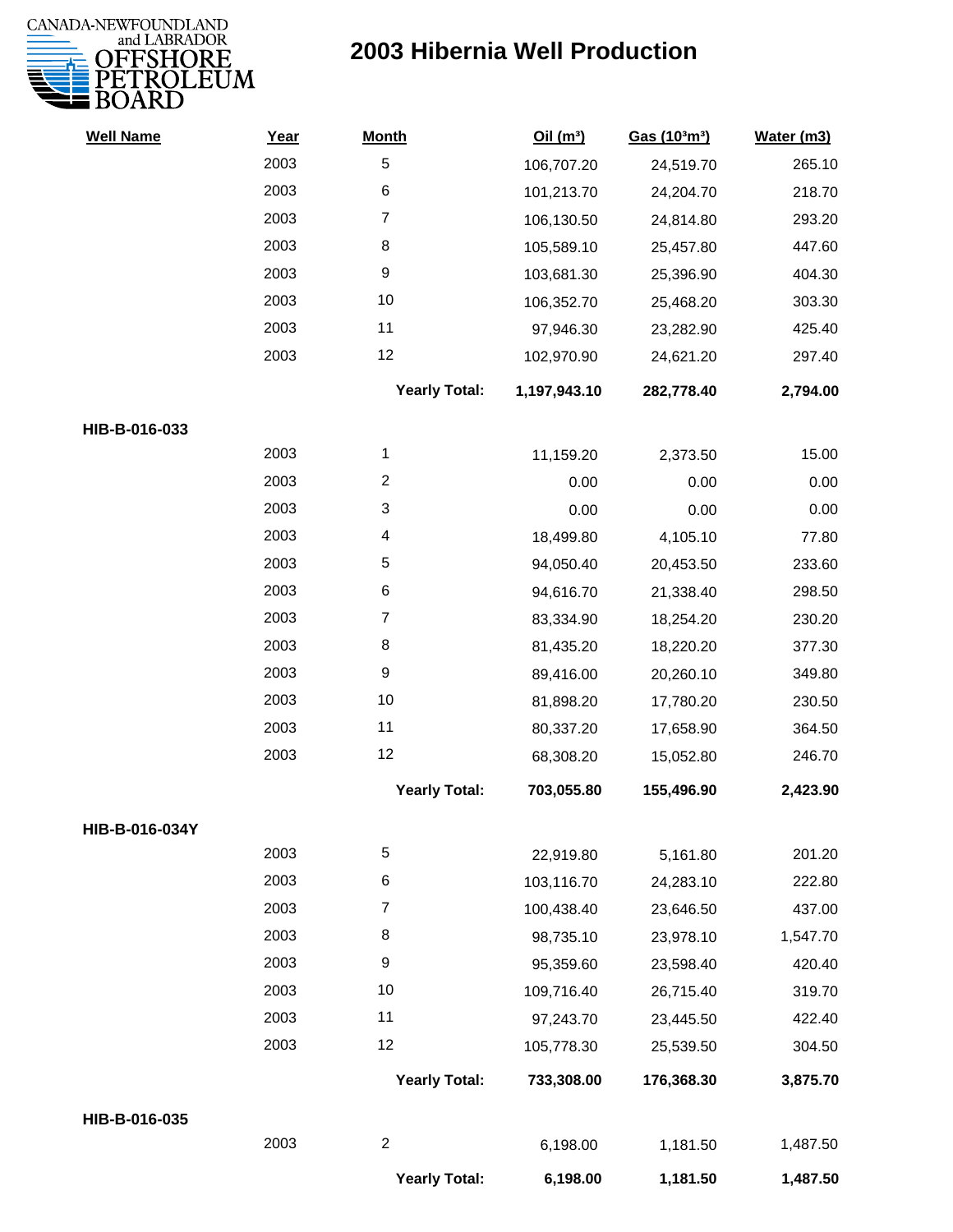# 2003 Hibernia Well Production

| Well Name | Year | Month | Oil (m³) | Gas (10³m³) | Water (m3) |
|---|---|---|---|---|---|
| | 2003 | 5 | 106,707.20 | 24,519.70 | 265.10 |
| | 2003 | 6 | 101,213.70 | 24,204.70 | 218.70 |
| | 2003 | 7 | 106,130.50 | 24,814.80 | 293.20 |
| | 2003 | 8 | 105,589.10 | 25,457.80 | 447.60 |
| | 2003 | 9 | 103,681.30 | 25,396.90 | 404.30 |
| | 2003 | 10 | 106,352.70 | 25,468.20 | 303.30 |
| | 2003 | 11 | 97,946.30 | 23,282.90 | 425.40 |
| | 2003 | 12 | 102,970.90 | 24,621.20 | 297.40 |
| | | **Yearly Total:** | **1,197,943.10** | **282,778.40** | **2,794.00** |
| **HIB-B-016-033** | | | | | |
| | 2003 | 1 | 11,159.20 | 2,373.50 | 15.00 |
| | 2003 | 2 | 0.00 | 0.00 | 0.00 |
| | 2003 | 3 | 0.00 | 0.00 | 0.00 |
| | 2003 | 4 | 18,499.80 | 4,105.10 | 77.80 |
| | 2003 | 5 | 94,050.40 | 20,453.50 | 233.60 |
| | 2003 | 6 | 94,616.70 | 21,338.40 | 298.50 |
| | 2003 | 7 | 83,334.90 | 18,254.20 | 230.20 |
| | 2003 | 8 | 81,435.20 | 18,220.20 | 377.30 |
| | 2003 | 9 | 89,416.00 | 20,260.10 | 349.80 |
| | 2003 | 10 | 81,898.20 | 17,780.20 | 230.50 |
| | 2003 | 11 | 80,337.20 | 17,658.90 | 364.50 |
| | 2003 | 12 | 68,308.20 | 15,052.80 | 246.70 |
| | | **Yearly Total:** | **703,055.80** | **155,496.90** | **2,423.90** |
| **HIB-B-016-034Y** | | | | | |
| | 2003 | 5 | 22,919.80 | 5,161.80 | 201.20 |
| | 2003 | 6 | 103,116.70 | 24,283.10 | 222.80 |
| | 2003 | 7 | 100,438.40 | 23,646.50 | 437.00 |
| | 2003 | 8 | 98,735.10 | 23,978.10 | 1,547.70 |
| | 2003 | 9 | 95,359.60 | 23,598.40 | 420.40 |
| | 2003 | 10 | 109,716.40 | 26,715.40 | 319.70 |
| | 2003 | 11 | 97,243.70 | 23,445.50 | 422.40 |
| | 2003 | 12 | 105,778.30 | 25,539.50 | 304.50 |
| | | **Yearly Total:** | **733,308.00** | **176,368.30** | **3,875.70** |
| **HIB-B-016-035** | | | | | |
| | 2003 | 2 | 6,198.00 | 1,181.50 | 1,487.50 |
| | | **Yearly Total:** | **6,198.00** | **1,181.50** | **1,487.50** |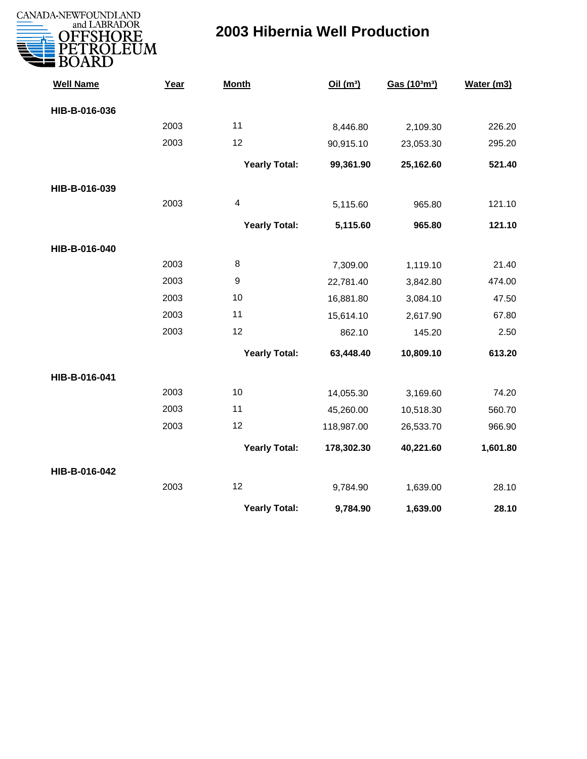# 2003 Hibernia Well Production

| Well Name | Year | Month | Oil ($m^3$) | Gas ($10^3m^3$) | Water (m3) |
|---|---|---|---|---|---|
| **HIB-B-016-036** | | | | | |
| | 2003 | 11 | 8,446.80 | 2,109.30 | 226.20 |
| | 2003 | 12 | 90,915.10 | 23,053.30 | 295.20 |
| | | **Yearly Total:** | **99,361.90** | **25,162.60** | **521.40** |
| **HIB-B-016-039** | | | | | |
| | 2003 | 4 | 5,115.60 | 965.80 | 121.10 |
| | | **Yearly Total:** | **5,115.60** | **965.80** | **121.10** |
| **HIB-B-016-040** | | | | | |
| | 2003 | 8 | 7,309.00 | 1,119.10 | 21.40 |
| | 2003 | 9 | 22,781.40 | 3,842.80 | 474.00 |
| | 2003 | 10 | 16,881.80 | 3,084.10 | 47.50 |
| | 2003 | 11 | 15,614.10 | 2,617.90 | 67.80 |
| | 2003 | 12 | 862.10 | 145.20 | 2.50 |
| | | **Yearly Total:** | **63,448.40** | **10,809.10** | **613.20** |
| **HIB-B-016-041** | | | | | |
| | 2003 | 10 | 14,055.30 | 3,169.60 | 74.20 |
| | 2003 | 11 | 45,260.00 | 10,518.30 | 560.70 |
| | 2003 | 12 | 118,987.00 | 26,533.70 | 966.90 |
| | | **Yearly Total:** | **178,302.30** | **40,221.60** | **1,601.80** |
| **HIB-B-016-042** | | | | | |
| | 2003 | 12 | 9,784.90 | 1,639.00 | 28.10 |
| | | **Yearly Total:** | **9,784.90** | **1,639.00** | **28.10** |